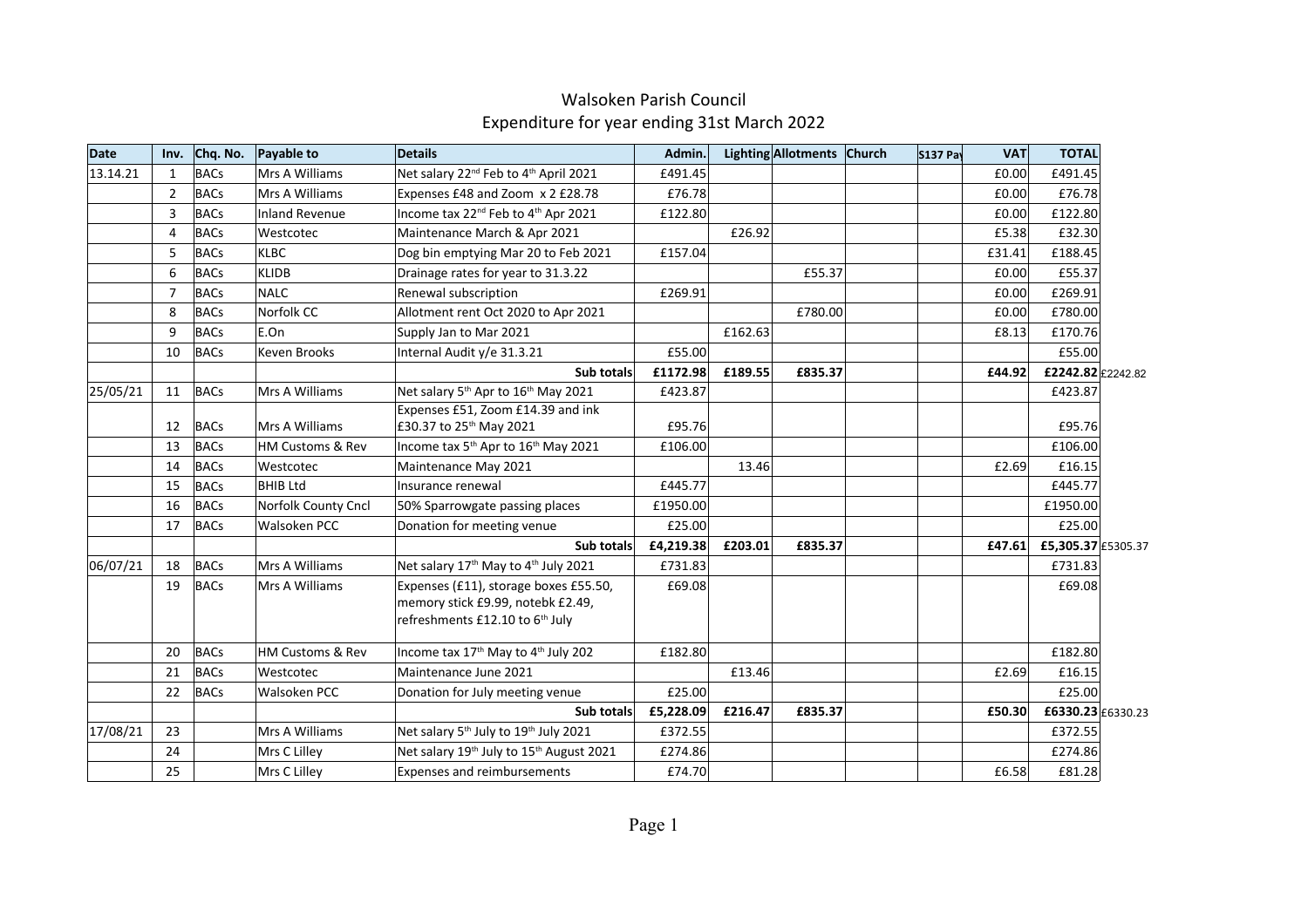# Walsoken Parish Council

## Expenditure for year ending 31st March 2022

| Date | Inv. | Chq. No. | Payable to | Details | Admin. | Lighting | Allotments | Church | S137 Pay | VAT | TOTAL | |
|---|---|---|---|---|---|---|---|---|---|---|---|---|
| 13.14.21 | 1 | BACs | Mrs A Williams | Net salary 22nd Feb to 4th April 2021 | £491.45 | | | | | £0.00 | £491.45 | |
| | 2 | BACs | Mrs A Williams | Expenses £48 and Zoom x 2 £28.78 | £76.78 | | | | | £0.00 | £76.78 | |
| | 3 | BACs | Inland Revenue | Income tax 22nd Feb to 4th Apr 2021 | £122.80 | | | | | £0.00 | £122.80 | |
| | 4 | BACs | Westcotec | Maintenance March & Apr 2021 | | £26.92 | | | | £5.38 | £32.30 | |
| | 5 | BACs | KLBC | Dog bin emptying Mar 20 to Feb 2021 | £157.04 | | | | | £31.41 | £188.45 | |
| | 6 | BACs | KLIDB | Drainage rates for year to 31.3.22 | | | £55.37 | | | £0.00 | £55.37 | |
| | 7 | BACs | NALC | Renewal subscription | £269.91 | | | | | £0.00 | £269.91 | |
| | 8 | BACs | Norfolk CC | Allotment rent Oct 2020 to Apr 2021 | | | £780.00 | | | £0.00 | £780.00 | |
| | 9 | BACs | E.On | Supply Jan to Mar 2021 | | £162.63 | | | | £8.13 | £170.76 | |
| | 10 | BACs | Keven Brooks | Internal Audit y/e 31.3.21 | £55.00 | | | | | | £55.00 | |
| | | | | **Sub totals** | **£1172.98** | **£189.55** | **£835.37** | | | **£44.92** | **£2242.82** | £2242.82 |
| 25/05/21 | 11 | BACs | Mrs A Williams | Net salary 5th Apr to 16th May 2021 | £423.87 | | | | | | £423.87 | |
| | 12 | BACs | Mrs A Williams | Expenses £51, Zoom £14.39 and ink £30.37 to 25th May 2021 | £95.76 | | | | | | £95.76 | |
| | 13 | BACs | HM Customs & Rev | Income tax 5th Apr to 16th May 2021 | £106.00 | | | | | | £106.00 | |
| | 14 | BACs | Westcotec | Maintenance May 2021 | | 13.46 | | | | £2.69 | £16.15 | |
| | 15 | BACs | BHIB Ltd | Insurance renewal | £445.77 | | | | | | £445.77 | |
| | 16 | BACs | Norfolk County Cncl | 50% Sparrowgate passing places | £1950.00 | | | | | | £1950.00 | |
| | 17 | BACs | Walsoken PCC | Donation for meeting venue | £25.00 | | | | | | £25.00 | |
| | | | | **Sub totals** | **£4,219.38** | **£203.01** | **£835.37** | | | **£47.61** | **£5,305.37** | £5305.37 |
| 06/07/21 | 18 | BACs | Mrs A Williams | Net salary 17th May to 4th July 2021 | £731.83 | | | | | | £731.83 | |
| | 19 | BACs | Mrs A Williams | Expenses (£11), storage boxes £55.50, memory stick £9.99, notebk £2.49, refreshments £12.10 to 6th July | £69.08 | | | | | | £69.08 | |
| | 20 | BACs | HM Customs & Rev | Income tax 17th May to 4th July 202 | £182.80 | | | | | | £182.80 | |
| | 21 | BACs | Westcotec | Maintenance June 2021 | | £13.46 | | | | £2.69 | £16.15 | |
| | 22 | BACs | Walsoken PCC | Donation for July meeting venue | £25.00 | | | | | | £25.00 | |
| | | | | **Sub totals** | **£5,228.09** | **£216.47** | **£835.37** | | | **£50.30** | **£6330.23** | £6330.23 |
| 17/08/21 | 23 | | Mrs A Williams | Net salary 5th July to 19th July 2021 | £372.55 | | | | | | £372.55 | |
| | 24 | | Mrs C Lilley | Net salary 19th July to 15th August 2021 | £274.86 | | | | | | £274.86 | |
| | 25 | | Mrs C Lilley | Expenses and reimbursements | £74.70 | | | | | £6.58 | £81.28 | |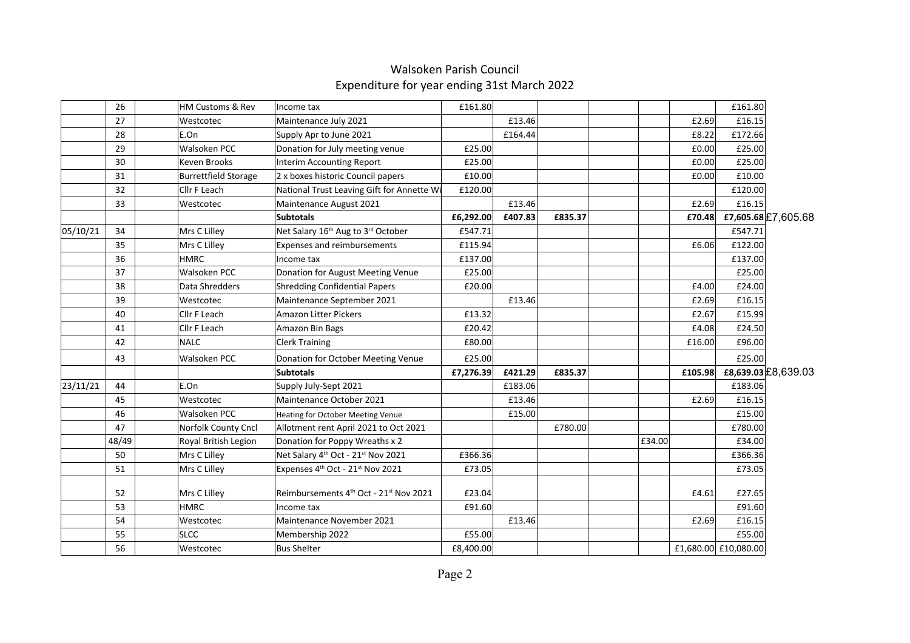# Walsoken Parish Council

## Expenditure for year ending 31st March 2022

| | | | | | | | | | | | | |
|---|---|---|---|---|---|---|---|---|---|---|---|---|
| | 26 | | HM Customs & Rev | Income tax | £161.80 | | | | | | £161.80 | |
| | 27 | | Westcotec | Maintenance July 2021 | | £13.46 | | | | £2.69 | £16.15 | |
| | 28 | | E.On | Supply Apr to June 2021 | | £164.44 | | | | £8.22 | £172.66 | |
| | 29 | | Walsoken PCC | Donation for July meeting venue | £25.00 | | | | | £0.00 | £25.00 | |
| | 30 | | Keven Brooks | Interim Accounting Report | £25.00 | | | | | £0.00 | £25.00 | |
| | 31 | | Burrettfield Storage | 2 x boxes historic Council papers | £10.00 | | | | | £0.00 | £10.00 | |
| | 32 | | Cllr F Leach | National Trust Leaving Gift for Annette Wi | £120.00 | | | | | | £120.00 | |
| | 33 | | Westcotec | Maintenance August 2021 | | £13.46 | | | | £2.69 | £16.15 | |
| | | | | **Subtotals** | **£6,292.00** | **£407.83** | **£835.37** | | | **£70.48** | **£7,605.68** | £7,605.68 |
| 05/10/21 | 34 | | Mrs C Lilley | Net Salary 16th Aug to 3rd October | £547.71 | | | | | | £547.71 | |
| | 35 | | Mrs C Lilley | Expenses and reimbursements | £115.94 | | | | | £6.06 | £122.00 | |
| | 36 | | HMRC | Income tax | £137.00 | | | | | | £137.00 | |
| | 37 | | Walsoken PCC | Donation for August Meeting Venue | £25.00 | | | | | | £25.00 | |
| | 38 | | Data Shredders | Shredding Confidential Papers | £20.00 | | | | | £4.00 | £24.00 | |
| | 39 | | Westcotec | Maintenance September 2021 | | £13.46 | | | | £2.69 | £16.15 | |
| | 40 | | Cllr F Leach | Amazon Litter Pickers | £13.32 | | | | | £2.67 | £15.99 | |
| | 41 | | Cllr F Leach | Amazon Bin Bags | £20.42 | | | | | £4.08 | £24.50 | |
| | 42 | | NALC | Clerk Training | £80.00 | | | | | £16.00 | £96.00 | |
| | 43 | | Walsoken PCC | Donation for October Meeting Venue | £25.00 | | | | | | £25.00 | |
| | | | | **Subtotals** | **£7,276.39** | **£421.29** | **£835.37** | | | **£105.98** | **£8,639.03** | £8,639.03 |
| 23/11/21 | 44 | | E.On | Supply July-Sept 2021 | | £183.06 | | | | | £183.06 | |
| | 45 | | Westcotec | Maintenance October 2021 | | £13.46 | | | | £2.69 | £16.15 | |
| | 46 | | Walsoken PCC | Heating for October Meeting Venue | | £15.00 | | | | | £15.00 | |
| | 47 | | Norfolk County Cncl | Allotment rent April 2021 to Oct 2021 | | | £780.00 | | | | £780.00 | |
| | 48/49 | | Royal British Legion | Donation for Poppy Wreaths x 2 | | | | | £34.00 | | £34.00 | |
| | 50 | | Mrs C Lilley | Net Salary 4th Oct - 21st Nov 2021 | £366.36 | | | | | | £366.36 | |
| | 51 | | Mrs C Lilley | Expenses 4th Oct - 21st Nov 2021 | £73.05 | | | | | | £73.05 | |
| | 52 | | Mrs C Lilley | Reimbursements 4th Oct - 21st Nov 2021 | £23.04 | | | | | £4.61 | £27.65 | |
| | 53 | | HMRC | Income tax | £91.60 | | | | | | £91.60 | |
| | 54 | | Westcotec | Maintenance November 2021 | | £13.46 | | | | £2.69 | £16.15 | |
| | 55 | | SLCC | Membership 2022 | £55.00 | | | | | | £55.00 | |
| | 56 | | Westcotec | Bus Shelter | £8,400.00 | | | | | £1,680.00 | £10,080.00 | |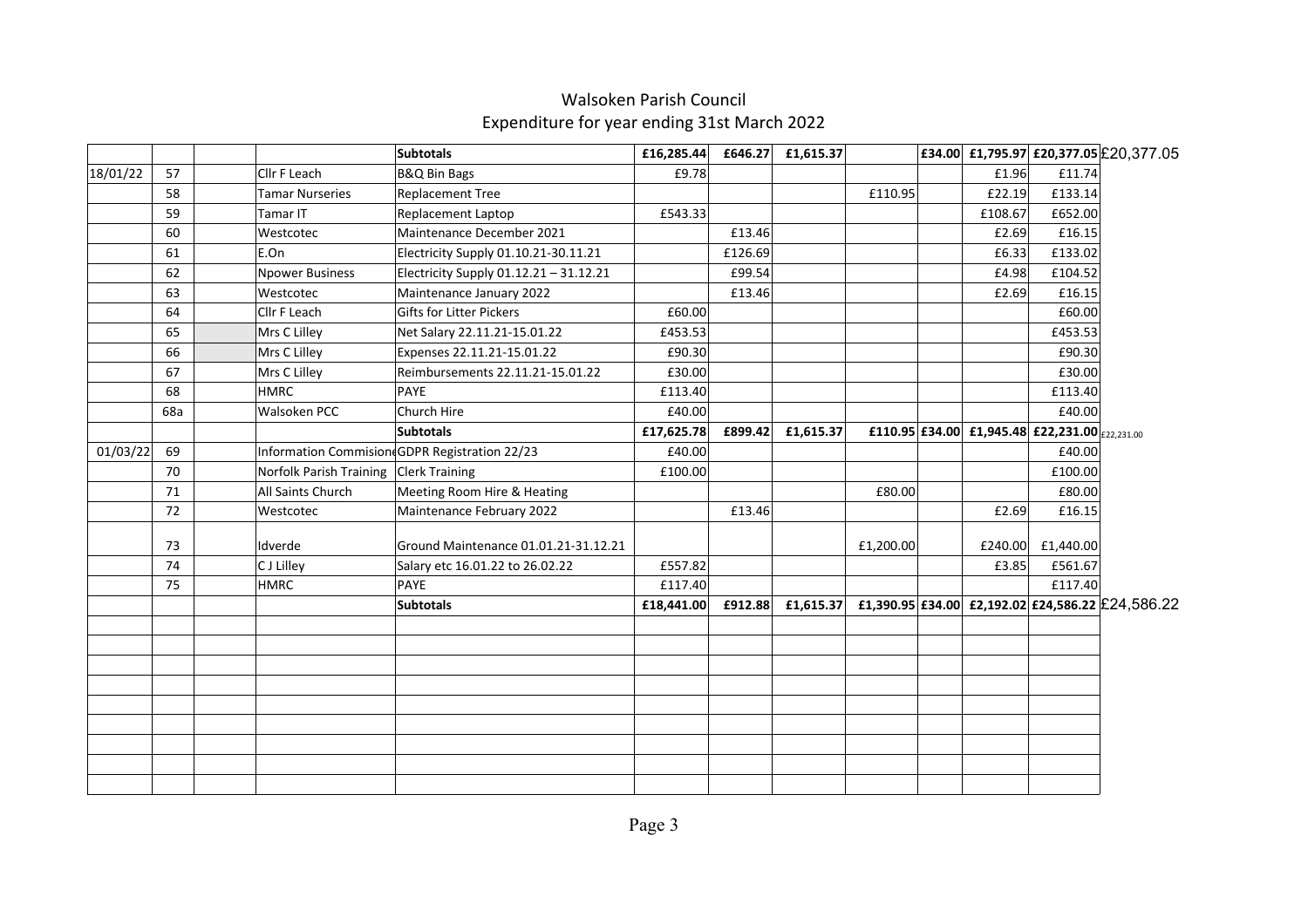# Walsoken Parish Council

## Expenditure for year ending 31st March 2022

| | | | | | | | | | | | | |
|---|---|---|---|---|---|---|---|---|---|---|---|---|
| | | | | **Subtotals** | **£16,285.44** | **£646.27** | **£1,615.37** | | **£34.00** | **£1,795.97** | **£20,377.05** | £20,377.05 |
| 18/01/22 | 57 | | Cllr F Leach | B&Q Bin Bags | £9.78 | | | | | £1.96 | £11.74 | |
| | 58 | | Tamar Nurseries | Replacement Tree | | | | £110.95 | | £22.19 | £133.14 | |
| | 59 | | Tamar IT | Replacement Laptop | £543.33 | | | | | £108.67 | £652.00 | |
| | 60 | | Westcotec | Maintenance December 2021 | | £13.46 | | | | £2.69 | £16.15 | |
| | 61 | | E.On | Electricity Supply 01.10.21-30.11.21 | | £126.69 | | | | £6.33 | £133.02 | |
| | 62 | | Npower Business | Electricity Supply 01.12.21 – 31.12.21 | | £99.54 | | | | £4.98 | £104.52 | |
| | 63 | | Westcotec | Maintenance January 2022 | | £13.46 | | | | £2.69 | £16.15 | |
| | 64 | | Cllr F Leach | Gifts for Litter Pickers | £60.00 | | | | | | £60.00 | |
| | 65 | | Mrs C Lilley | Net Salary 22.11.21-15.01.22 | £453.53 | | | | | | £453.53 | |
| | 66 | | Mrs C Lilley | Expenses 22.11.21-15.01.22 | £90.30 | | | | | | £90.30 | |
| | 67 | | Mrs C Lilley | Reimbursements 22.11.21-15.01.22 | £30.00 | | | | | | £30.00 | |
| | 68 | | HMRC | PAYE | £113.40 | | | | | | £113.40 | |
| | 68a | | Walsoken PCC | Church Hire | £40.00 | | | | | | £40.00 | |
| | | | | **Subtotals** | **£17,625.78** | **£899.42** | **£1,615.37** | **£110.95** | **£34.00** | **£1,945.48** | **£22,231.00** | £22,231.00 |
| 01/03/22 | 69 | | Information Commisione | GDPR Registration 22/23 | £40.00 | | | | | | £40.00 | |
| | 70 | | Norfolk Parish Training | Clerk Training | £100.00 | | | | | | £100.00 | |
| | 71 | | All Saints Church | Meeting Room Hire & Heating | | | | £80.00 | | | £80.00 | |
| | 72 | | Westcotec | Maintenance February 2022 | | £13.46 | | | | £2.69 | £16.15 | |
| | 73 | | Idverde | Ground Maintenance 01.01.21-31.12.21 | | | | £1,200.00 | | £240.00 | £1,440.00 | |
| | 74 | | C J Lilley | Salary etc 16.01.22 to 26.02.22 | £557.82 | | | | | £3.85 | £561.67 | |
| | 75 | | HMRC | PAYE | £117.40 | | | | | | £117.40 | |
| | | | | **Subtotals** | **£18,441.00** | **£912.88** | **£1,615.37** | **£1,390.95** | **£34.00** | **£2,192.02** | **£24,586.22** | £24,586.22 |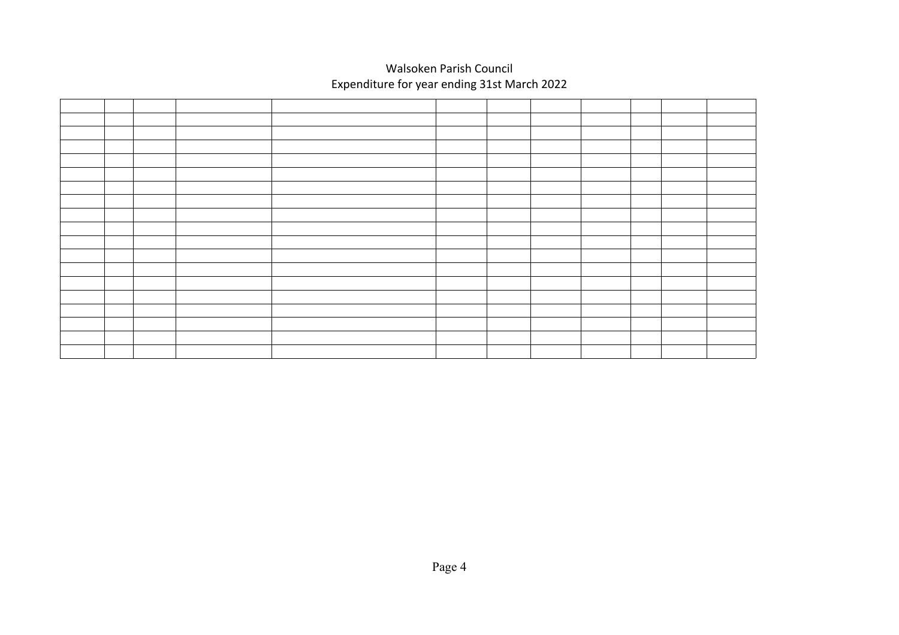Walsoken Parish Council
Expenditure for year ending 31st March 2022

| | | | | | | | | | | | |
|---|---|---|---|---|---|---|---|---|---|---|---|
| | | | | | | | | | | | |
| | | | | | | | | | | | |
| | | | | | | | | | | | |
| | | | | | | | | | | | |
| | | | | | | | | | | | |
| | | | | | | | | | | | |
| | | | | | | | | | | | |
| | | | | | | | | | | | |
| | | | | | | | | | | | |
| | | | | | | | | | | | |
| | | | | | | | | | | | |
| | | | | | | | | | | | |
| | | | | | | | | | | | |
| | | | | | | | | | | | |
| | | | | | | | | | | | |
| | | | | | | | | | | | |
| | | | | | | | | | | | |
| | | | | | | | | | | | |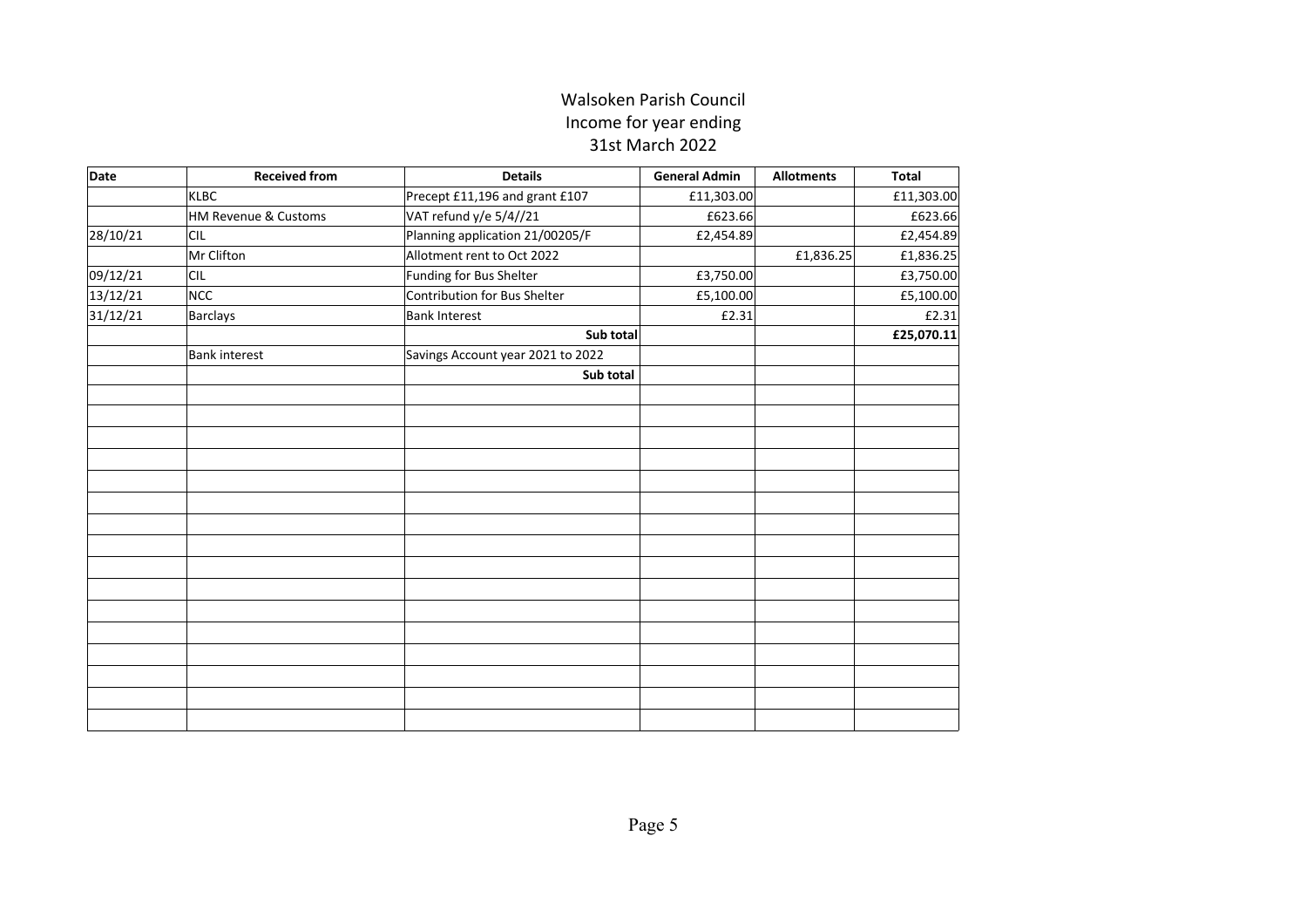# Walsoken Parish Council
## Income for year ending
## 31st March 2022

| Date | Received from | Details | General Admin | Allotments | Total |
|---|---|---|---|---|---|
| | KLBC | Precept £11,196 and grant £107 | £11,303.00 | | £11,303.00 |
| | HM Revenue & Customs | VAT refund y/e 5/4//21 | £623.66 | | £623.66 |
| 28/10/21 | CIL | Planning application 21/00205/F | £2,454.89 | | £2,454.89 |
| | Mr Clifton | Allotment rent to Oct 2022 | | £1,836.25 | £1,836.25 |
| 09/12/21 | CIL | Funding for Bus Shelter | £3,750.00 | | £3,750.00 |
| 13/12/21 | NCC | Contribution for Bus Shelter | £5,100.00 | | £5,100.00 |
| 31/12/21 | Barclays | Bank Interest | £2.31 | | £2.31 |
| | | **Sub total** | | | **£25,070.11** |
| | Bank interest | Savings Account year 2021 to 2022 | | | |
| | | **Sub total** | | | |
| | | | | | |
| | | | | | |
| | | | | | |
| | | | | | |
| | | | | | |
| | | | | | |
| | | | | | |
| | | | | | |
| | | | | | |
| | | | | | |
| | | | | | |
| | | | | | |
| | | | | | |
| | | | | | |
| | | | | | |
| | | | | | |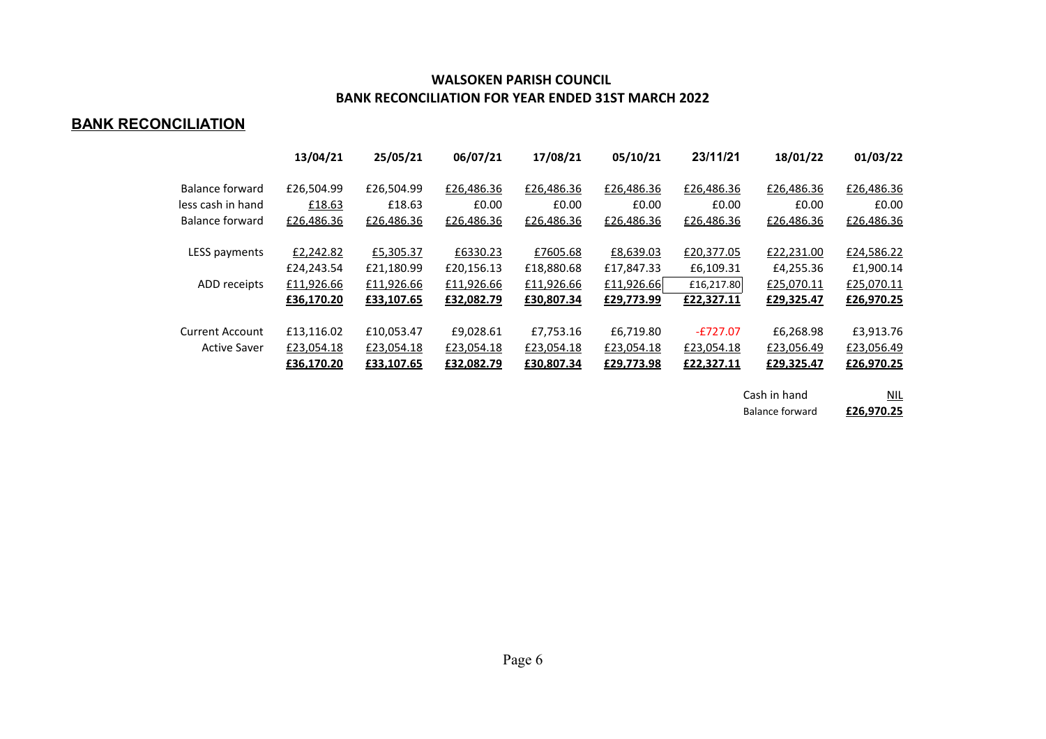**WALSOKEN PARISH COUNCIL**
**BANK RECONCILIATION FOR YEAR ENDED 31ST MARCH 2022**

## BANK RECONCILIATION

| | 13/04/21 | 25/05/21 | 06/07/21 | 17/08/21 | 05/10/21 | 23/11/21 | 18/01/22 | 01/03/22 |
|---|---|---|---|---|---|---|---|---|
| Balance forward | £26,504.99 | £26,504.99 | £26,486.36 | £26,486.36 | £26,486.36 | £26,486.36 | £26,486.36 | £26,486.36 |
| less cash in hand | £18.63 | £18.63 | £0.00 | £0.00 | £0.00 | £0.00 | £0.00 | £0.00 |
| Balance forward | £26,486.36 | £26,486.36 | £26,486.36 | £26,486.36 | £26,486.36 | £26,486.36 | £26,486.36 | £26,486.36 |
| LESS payments | £2,242.82 | £5,305.37 | £6330.23 | £7605.68 | £8,639.03 | £20,377.05 | £22,231.00 | £24,586.22 |
| | £24,243.54 | £21,180.99 | £20,156.13 | £18,880.68 | £17,847.33 | £6,109.31 | £4,255.36 | £1,900.14 |
| ADD receipts | £11,926.66 | £11,926.66 | £11,926.66 | £11,926.66 | £11,926.66 | £16,217.80 | £25,070.11 | £25,070.11 |
| | **£36,170.20** | **£33,107.65** | **£32,082.79** | **£30,807.34** | **£29,773.99** | **£22,327.11** | **£29,325.47** | **£26,970.25** |
| Current Account | £13,116.02 | £10,053.47 | £9,028.61 | £7,753.16 | £6,719.80 | -£727.07 | £6,268.98 | £3,913.76 |
| Active Saver | £23,054.18 | £23,054.18 | £23,054.18 | £23,054.18 | £23,054.18 | £23,054.18 | £23,056.49 | £23,056.49 |
| | **£36,170.20** | **£33,107.65** | **£32,082.79** | **£30,807.34** | **£29,773.98** | **£22,327.11** | **£29,325.47** | **£26,970.25** |
| | | | | | | | Cash in hand | NIL |
| | | | | | | | Balance forward | **£26,970.25** |